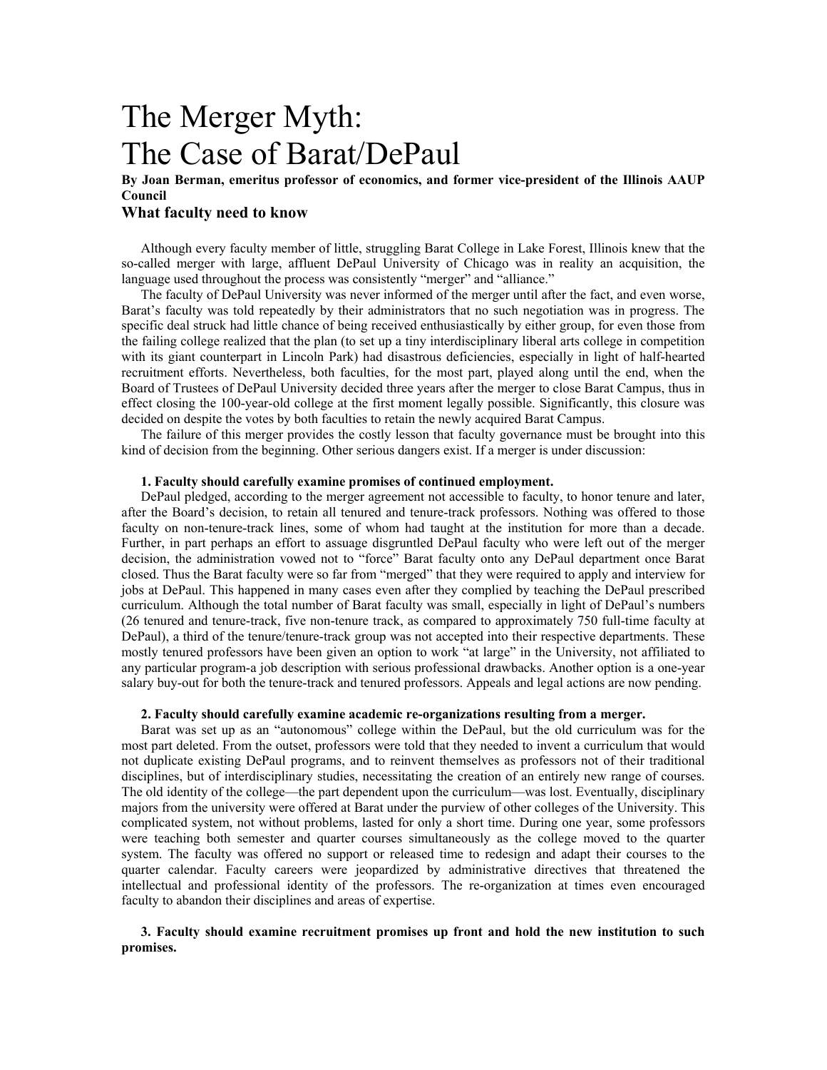# The Merger Myth: The Case of Barat/DePaul

**By Joan Berman, emeritus professor of economics, and former vice-president of the Illinois AAUP Council**

### What faculty need to know

Although every faculty member of little, struggling Barat College in Lake Forest, Illinois knew that the so-called merger with large, affluent DePaul University of Chicago was in reality an acquisition, the language used throughout the process was consistently "merger" and "alliance."

The faculty of DePaul University was never informed of the merger until after the fact, and even worse, Barat's faculty was told repeatedly by their administrators that no such negotiation was in progress. The specific deal struck had little chance of being received enthusiastically by either group, for even those from the failing college realized that the plan (to set up a tiny interdisciplinary liberal arts college in competition with its giant counterpart in Lincoln Park) had disastrous deficiencies, especially in light of half-hearted recruitment efforts. Nevertheless, both faculties, for the most part, played along until the end, when the Board of Trustees of DePaul University decided three years after the merger to close Barat Campus, thus in effect closing the 100-year-old college at the first moment legally possible. Significantly, this closure was decided on despite the votes by both faculties to retain the newly acquired Barat Campus.

The failure of this merger provides the costly lesson that faculty governance must be brought into this kind of decision from the beginning. Other serious dangers exist. If a merger is under discussion:

**1. Faculty should carefully examine promises of continued employment.**

DePaul pledged, according to the merger agreement not accessible to faculty, to honor tenure and later, after the Board's decision, to retain all tenured and tenure-track professors. Nothing was offered to those faculty on non-tenure-track lines, some of whom had taught at the institution for more than a decade. Further, in part perhaps an effort to assuage disgruntled DePaul faculty who were left out of the merger decision, the administration vowed not to "force" Barat faculty onto any DePaul department once Barat closed. Thus the Barat faculty were so far from "merged" that they were required to apply and interview for jobs at DePaul. This happened in many cases even after they complied by teaching the DePaul prescribed curriculum. Although the total number of Barat faculty was small, especially in light of DePaul's numbers (26 tenured and tenure-track, five non-tenure track, as compared to approximately 750 full-time faculty at DePaul), a third of the tenure/tenure-track group was not accepted into their respective departments. These mostly tenured professors have been given an option to work "at large" in the University, not affiliated to any particular program-a job description with serious professional drawbacks. Another option is a one-year salary buy-out for both the tenure-track and tenured professors. Appeals and legal actions are now pending.

**2. Faculty should carefully examine academic re-organizations resulting from a merger.**

Barat was set up as an "autonomous" college within the DePaul, but the old curriculum was for the most part deleted. From the outset, professors were told that they needed to invent a curriculum that would not duplicate existing DePaul programs, and to reinvent themselves as professors not of their traditional disciplines, but of interdisciplinary studies, necessitating the creation of an entirely new range of courses. The old identity of the college—the part dependent upon the curriculum—was lost. Eventually, disciplinary majors from the university were offered at Barat under the purview of other colleges of the University. This complicated system, not without problems, lasted for only a short time. During one year, some professors were teaching both semester and quarter courses simultaneously as the college moved to the quarter system. The faculty was offered no support or released time to redesign and adapt their courses to the quarter calendar. Faculty careers were jeopardized by administrative directives that threatened the intellectual and professional identity of the professors. The re-organization at times even encouraged faculty to abandon their disciplines and areas of expertise.

**3. Faculty should examine recruitment promises up front and hold the new institution to such promises.**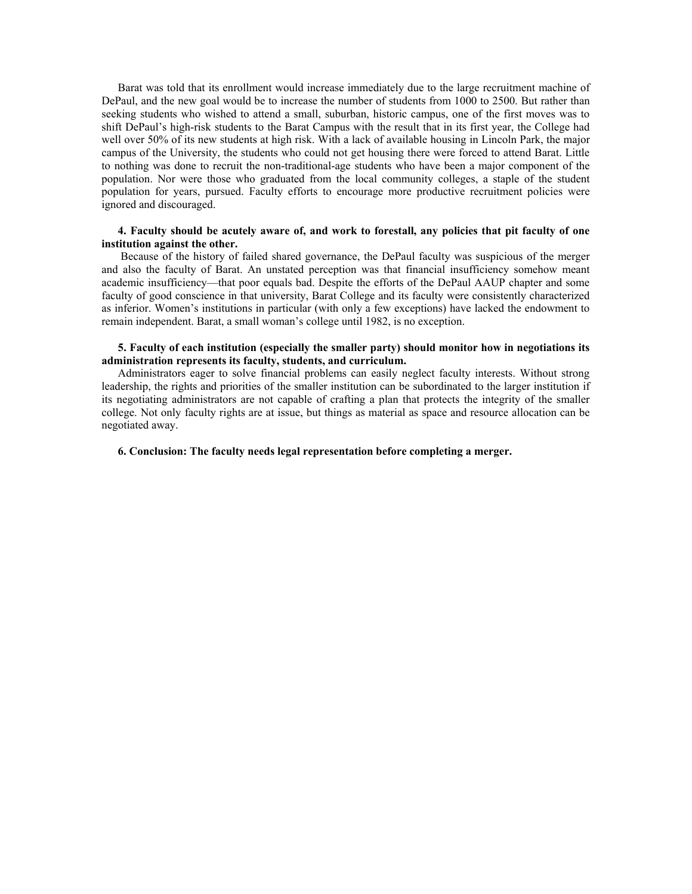Barat was told that its enrollment would increase immediately due to the large recruitment machine of DePaul, and the new goal would be to increase the number of students from 1000 to 2500. But rather than seeking students who wished to attend a small, suburban, historic campus, one of the first moves was to shift DePaul's high-risk students to the Barat Campus with the result that in its first year, the College had well over 50% of its new students at high risk. With a lack of available housing in Lincoln Park, the major campus of the University, the students who could not get housing there were forced to attend Barat. Little to nothing was done to recruit the non-traditional-age students who have been a major component of the population. Nor were those who graduated from the local community colleges, a staple of the student population for years, pursued. Faculty efforts to encourage more productive recruitment policies were ignored and discouraged.

**4. Faculty should be acutely aware of, and work to forestall, any policies that pit faculty of one institution against the other.**

Because of the history of failed shared governance, the DePaul faculty was suspicious of the merger and also the faculty of Barat. An unstated perception was that financial insufficiency somehow meant academic insufficiency—that poor equals bad. Despite the efforts of the DePaul AAUP chapter and some faculty of good conscience in that university, Barat College and its faculty were consistently characterized as inferior. Women's institutions in particular (with only a few exceptions) have lacked the endowment to remain independent. Barat, a small woman's college until 1982, is no exception.

**5. Faculty of each institution (especially the smaller party) should monitor how in negotiations its administration represents its faculty, students, and curriculum.**

Administrators eager to solve financial problems can easily neglect faculty interests. Without strong leadership, the rights and priorities of the smaller institution can be subordinated to the larger institution if its negotiating administrators are not capable of crafting a plan that protects the integrity of the smaller college. Not only faculty rights are at issue, but things as material as space and resource allocation can be negotiated away.

**6. Conclusion: The faculty needs legal representation before completing a merger.**